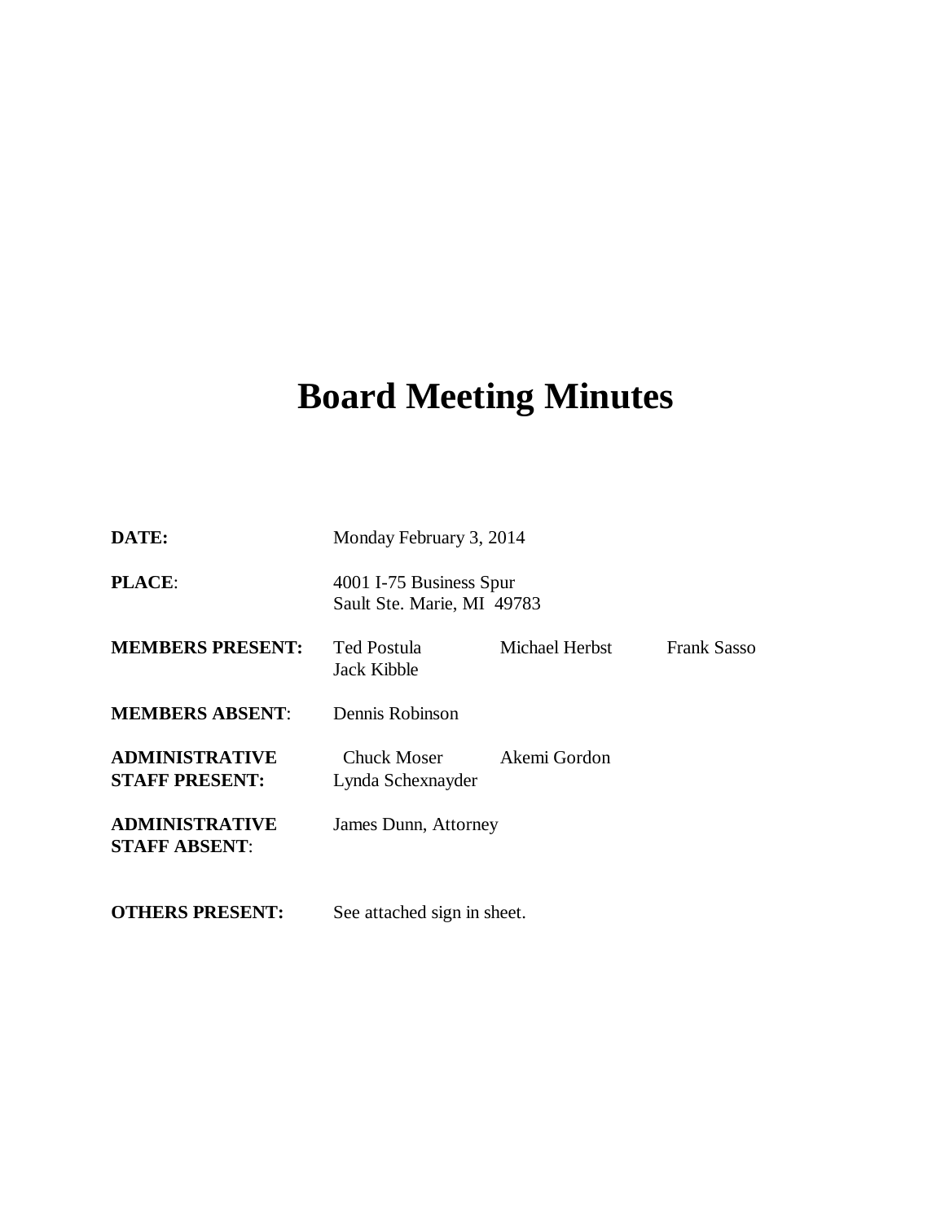# Board Meeting Minutes

**DATE:** Monday February 3, 2014

**PLACE**: 4001 I-75 Business Spur
Sault Ste. Marie, MI 49783

**MEMBERS PRESENT:** Ted Postula, Michael Herbst, Frank Sasso, Jack Kibble

**MEMBERS ABSENT**: Dennis Robinson

**ADMINISTRATIVE STAFF PRESENT:** Chuck Moser, Akemi Gordon, Lynda Schexnayder

**ADMINISTRATIVE STAFF ABSENT**: James Dunn, Attorney

**OTHERS PRESENT:** See attached sign in sheet.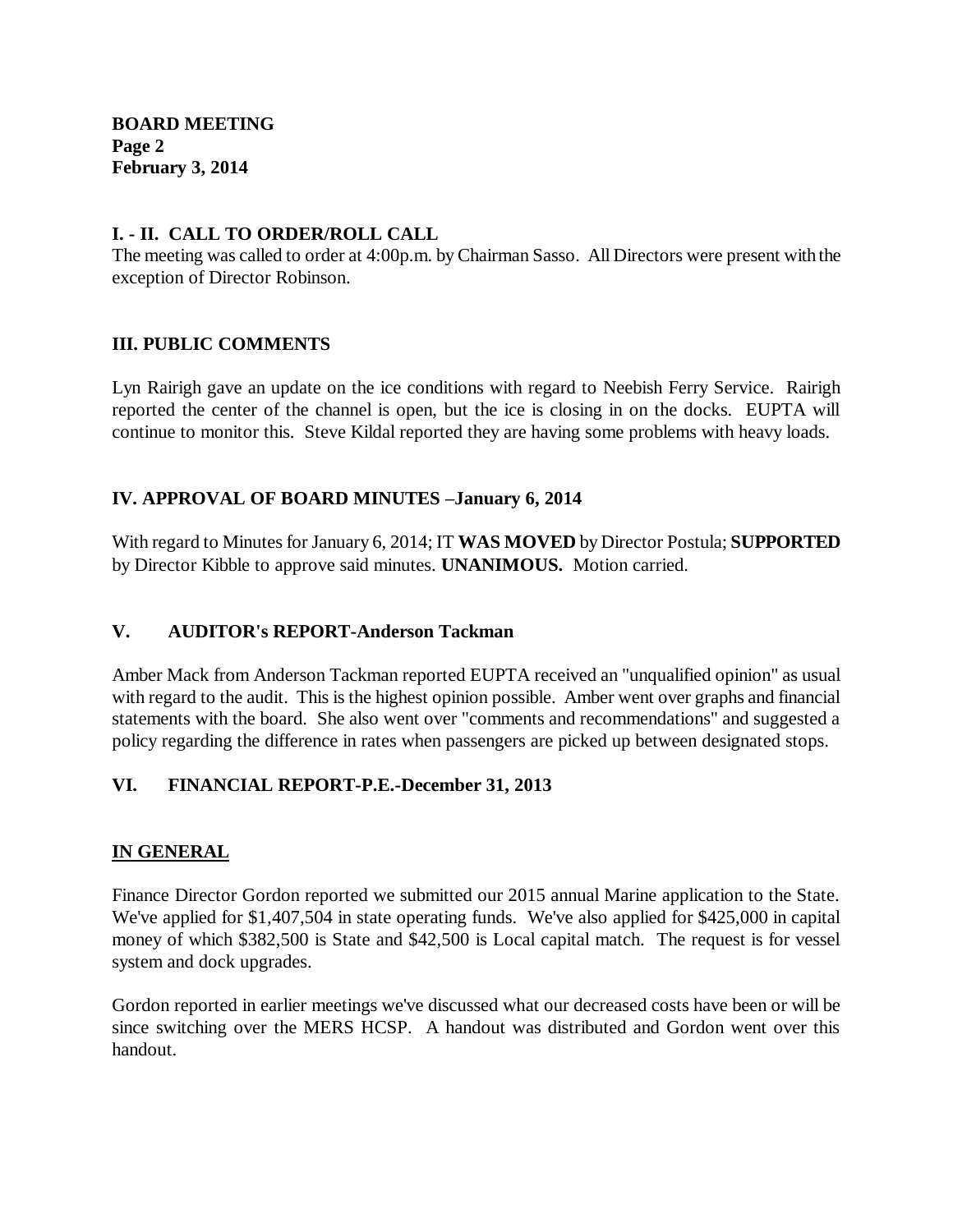## I. - II. CALL TO ORDER/ROLL CALL

The meeting was called to order at 4:00p.m. by Chairman Sasso. All Directors were present with the exception of Director Robinson.

## III. PUBLIC COMMENTS

Lyn Rairigh gave an update on the ice conditions with regard to Neebish Ferry Service. Rairigh reported the center of the channel is open, but the ice is closing in on the docks. EUPTA will continue to monitor this. Steve Kildal reported they are having some problems with heavy loads.

## IV. APPROVAL OF BOARD MINUTES –January 6, 2014

With regard to Minutes for January 6, 2014; IT **WAS MOVED** by Director Postula; **SUPPORTED** by Director Kibble to approve said minutes. **UNANIMOUS.** Motion carried.

## V. AUDITOR's REPORT-Anderson Tackman

Amber Mack from Anderson Tackman reported EUPTA received an "unqualified opinion" as usual with regard to the audit. This is the highest opinion possible. Amber went over graphs and financial statements with the board. She also went over "comments and recommendations" and suggested a policy regarding the difference in rates when passengers are picked up between designated stops.

## VI. FINANCIAL REPORT-P.E.-December 31, 2013

### IN GENERAL

Finance Director Gordon reported we submitted our 2015 annual Marine application to the State. We've applied for $1,407,504 in state operating funds. We've also applied for $425,000 in capital money of which $382,500 is State and $42,500 is Local capital match. The request is for vessel system and dock upgrades.

Gordon reported in earlier meetings we've discussed what our decreased costs have been or will be since switching over the MERS HCSP. A handout was distributed and Gordon went over this handout.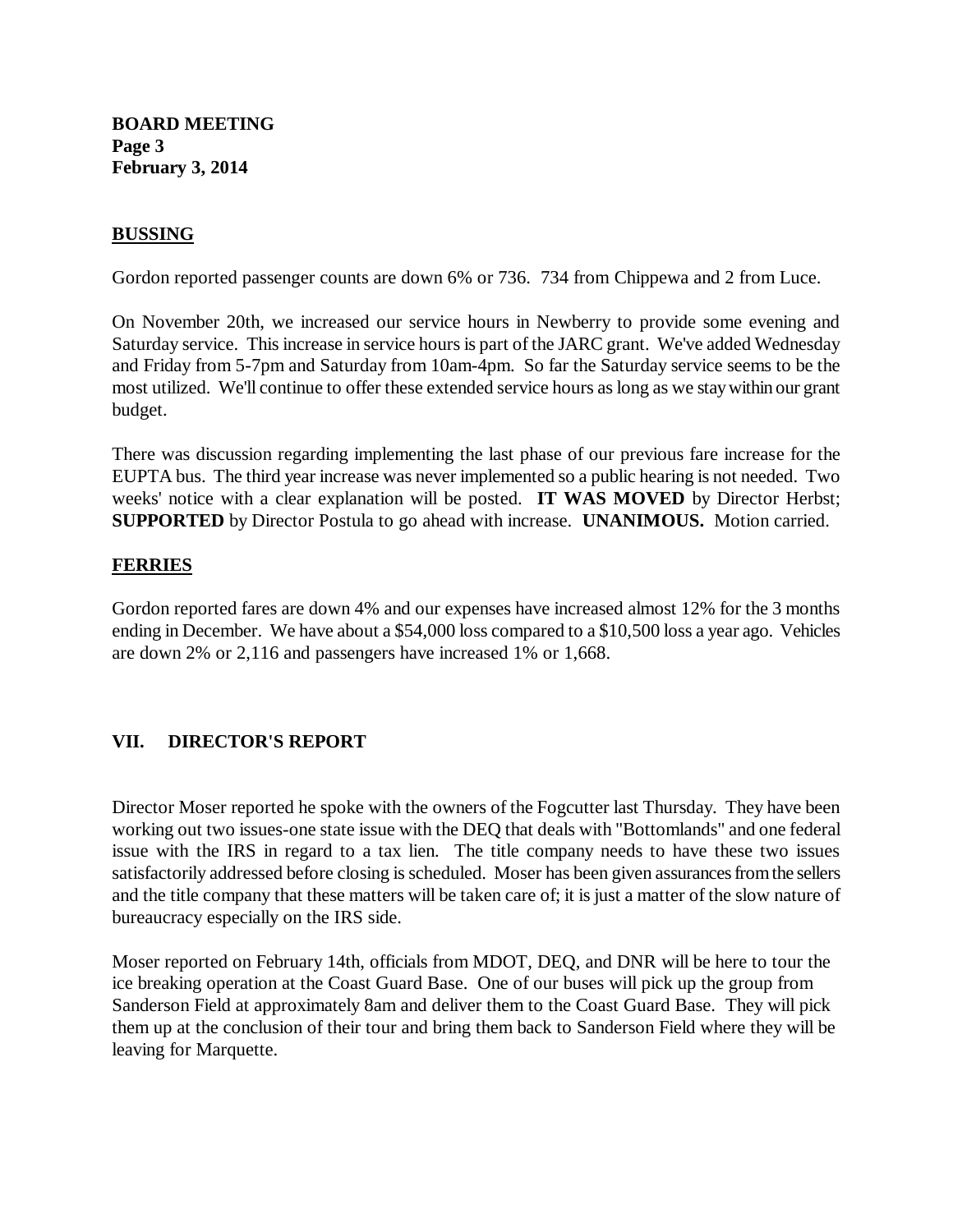**BUSSING**

Gordon reported passenger counts are down 6% or 736. 734 from Chippewa and 2 from Luce.

On November 20th, we increased our service hours in Newberry to provide some evening and Saturday service. This increase in service hours is part of the JARC grant. We've added Wednesday and Friday from 5-7pm and Saturday from 10am-4pm. So far the Saturday service seems to be the most utilized. We'll continue to offer these extended service hours as long as we stay within our grant budget.

There was discussion regarding implementing the last phase of our previous fare increase for the EUPTA bus. The third year increase was never implemented so a public hearing is not needed. Two weeks' notice with a clear explanation will be posted. **IT WAS MOVED** by Director Herbst; **SUPPORTED** by Director Postula to go ahead with increase. **UNANIMOUS.** Motion carried.

**FERRIES**

Gordon reported fares are down 4% and our expenses have increased almost 12% for the 3 months ending in December. We have about a $54,000 loss compared to a $10,500 loss a year ago. Vehicles are down 2% or 2,116 and passengers have increased 1% or 1,668.

## VII. DIRECTOR'S REPORT

Director Moser reported he spoke with the owners of the Fogcutter last Thursday. They have been working out two issues-one state issue with the DEQ that deals with "Bottomlands" and one federal issue with the IRS in regard to a tax lien. The title company needs to have these two issues satisfactorily addressed before closing is scheduled. Moser has been given assurances from the sellers and the title company that these matters will be taken care of; it is just a matter of the slow nature of bureaucracy especially on the IRS side.

Moser reported on February 14th, officials from MDOT, DEQ, and DNR will be here to tour the ice breaking operation at the Coast Guard Base. One of our buses will pick up the group from Sanderson Field at approximately 8am and deliver them to the Coast Guard Base. They will pick them up at the conclusion of their tour and bring them back to Sanderson Field where they will be leaving for Marquette.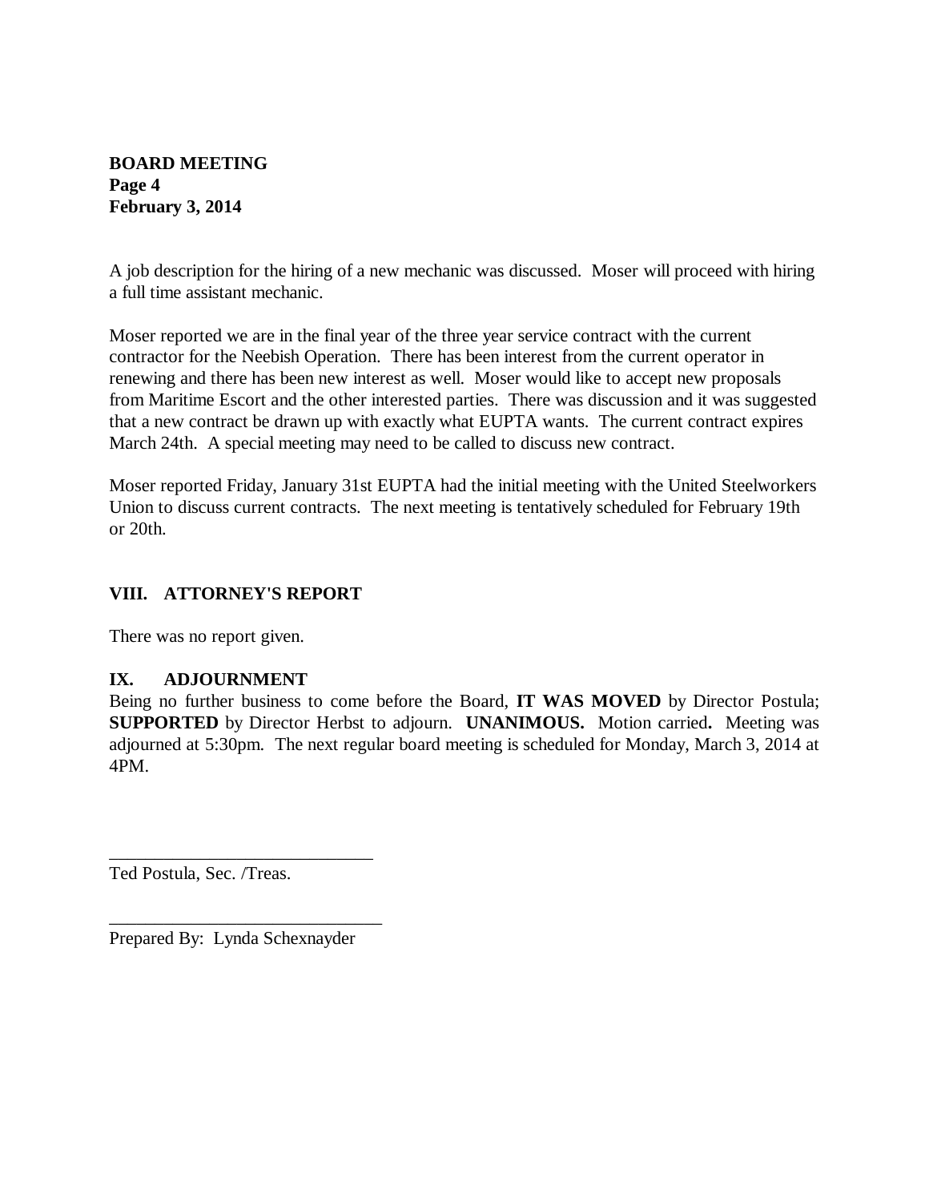A job description for the hiring of a new mechanic was discussed. Moser will proceed with hiring a full time assistant mechanic.

Moser reported we are in the final year of the three year service contract with the current contractor for the Neebish Operation. There has been interest from the current operator in renewing and there has been new interest as well. Moser would like to accept new proposals from Maritime Escort and the other interested parties. There was discussion and it was suggested that a new contract be drawn up with exactly what EUPTA wants. The current contract expires March 24th. A special meeting may need to be called to discuss new contract.

Moser reported Friday, January 31st EUPTA had the initial meeting with the United Steelworkers Union to discuss current contracts. The next meeting is tentatively scheduled for February 19th or 20th.

## VIII. ATTORNEY'S REPORT

There was no report given.

## IX. ADJOURNMENT

Being no further business to come before the Board, **IT WAS MOVED** by Director Postula; **SUPPORTED** by Director Herbst to adjourn. **UNANIMOUS.** Motion carried**.** Meeting was adjourned at 5:30pm. The next regular board meeting is scheduled for Monday, March 3, 2014 at 4PM.

_____________________________

Ted Postula, Sec. /Treas.

______________________________

Prepared By: Lynda Schexnayder